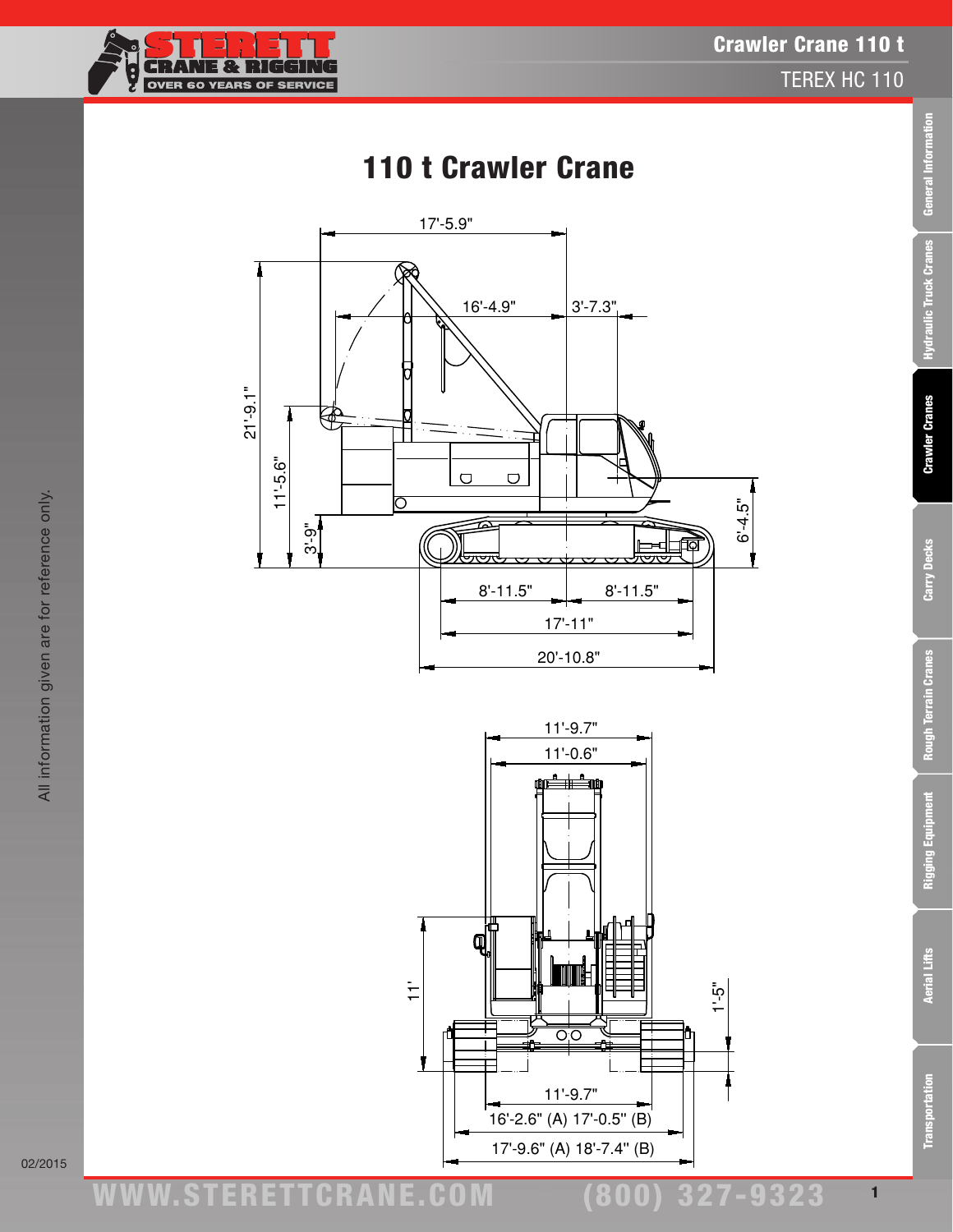# 110 t Crawler Crane

17'-5.9"

16'-4.9"

3'-7.3"

21'-9.1"

11'-5.6"

3'-9"

6'-4.5"

8'-11.5"

8'-11.5"

17'-11"

20'-10.8"

11'-9.7"

11'-0.6"

11'

1'-5"

11'-9.7"

16'-2.6" (A) 17'-0.5" (B)

17'-9.6" (A) 18'-7.4" (B)

All information given are for reference only.

02/2015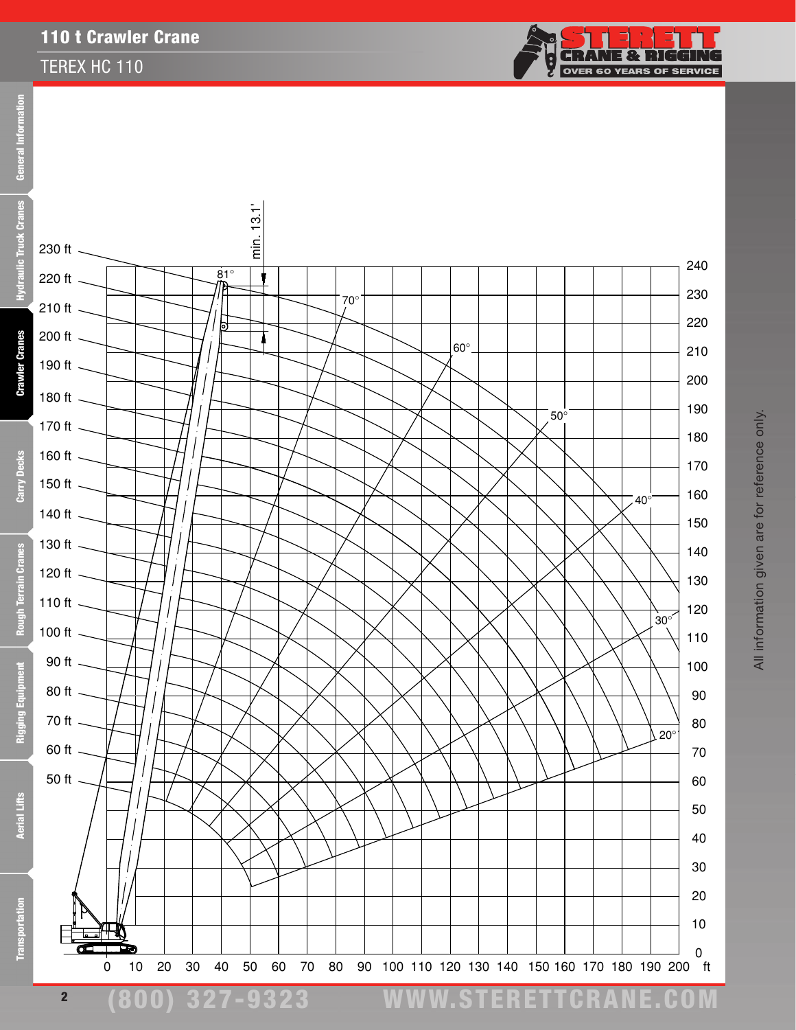# 110 t Crawler Crane

## TEREX HC 110

230 ft
220 ft
210 ft
200 ft
190 ft
180 ft
170 ft
160 ft
150 ft
140 ft
130 ft
120 ft
110 ft
100 ft
90 ft
80 ft
70 ft
60 ft
50 ft

min. 13.1'

81°
70°
60°
50°
40°
30°
20°

240
230
220
210
200
190
180
170
160
150
140
130
120
110
100
90
80
70
60
50
40
30
20
10
0

0 10 20 30 40 50 60 70 80 90 100 110 120 130 140 150 160 170 180 190 200 ft

All information given are for reference only.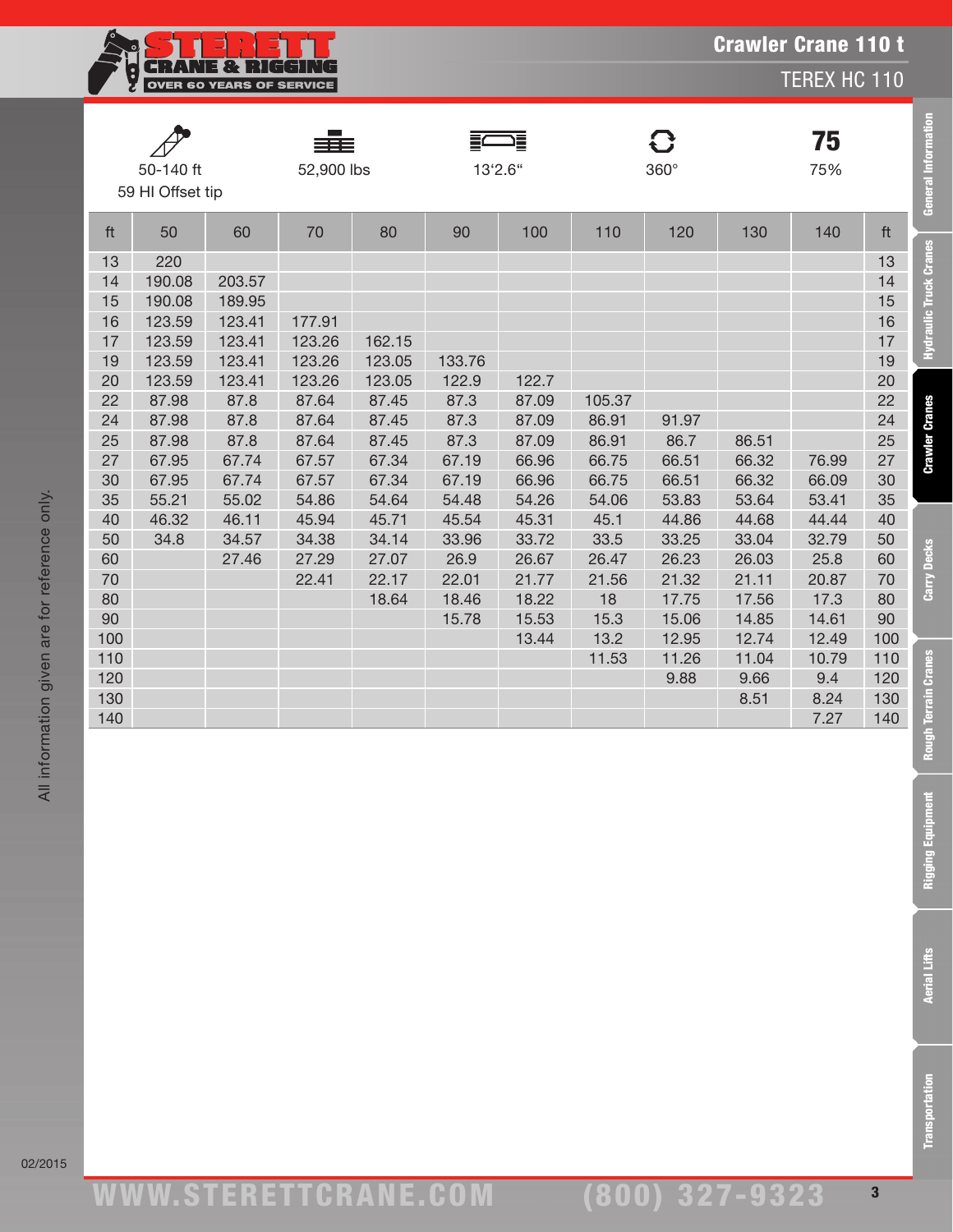# Crawler Crane 110 t

TEREX HC 110

50-140 ft
59 HI Offset tip

52,900 lbs

13'2.6"

360°

75
75%

| ft | 50 | 60 | 70 | 80 | 90 | 100 | 110 | 120 | 130 | 140 | ft |
|---|---|---|---|---|---|---|---|---|---|---|---|
| 13 | 220 | | | | | | | | | | 13 |
| 14 | 190.08 | 203.57 | | | | | | | | | 14 |
| 15 | 190.08 | 189.95 | | | | | | | | | 15 |
| 16 | 123.59 | 123.41 | 177.91 | | | | | | | | 16 |
| 17 | 123.59 | 123.41 | 123.26 | 162.15 | | | | | | | 17 |
| 19 | 123.59 | 123.41 | 123.26 | 123.05 | 133.76 | | | | | | 19 |
| 20 | 123.59 | 123.41 | 123.26 | 123.05 | 122.9 | 122.7 | | | | | 20 |
| 22 | 87.98 | 87.8 | 87.64 | 87.45 | 87.3 | 87.09 | 105.37 | | | | 22 |
| 24 | 87.98 | 87.8 | 87.64 | 87.45 | 87.3 | 87.09 | 86.91 | 91.97 | | | 24 |
| 25 | 87.98 | 87.8 | 87.64 | 87.45 | 87.3 | 87.09 | 86.91 | 86.7 | 86.51 | | 25 |
| 27 | 67.95 | 67.74 | 67.57 | 67.34 | 67.19 | 66.96 | 66.75 | 66.51 | 66.32 | 76.99 | 27 |
| 30 | 67.95 | 67.74 | 67.57 | 67.34 | 67.19 | 66.96 | 66.75 | 66.51 | 66.32 | 66.09 | 30 |
| 35 | 55.21 | 55.02 | 54.86 | 54.64 | 54.48 | 54.26 | 54.06 | 53.83 | 53.64 | 53.41 | 35 |
| 40 | 46.32 | 46.11 | 45.94 | 45.71 | 45.54 | 45.31 | 45.1 | 44.86 | 44.68 | 44.44 | 40 |
| 50 | 34.8 | 34.57 | 34.38 | 34.14 | 33.96 | 33.72 | 33.5 | 33.25 | 33.04 | 32.79 | 50 |
| 60 | | 27.46 | 27.29 | 27.07 | 26.9 | 26.67 | 26.47 | 26.23 | 26.03 | 25.8 | 60 |
| 70 | | | 22.41 | 22.17 | 22.01 | 21.77 | 21.56 | 21.32 | 21.11 | 20.87 | 70 |
| 80 | | | | 18.64 | 18.46 | 18.22 | 18 | 17.75 | 17.56 | 17.3 | 80 |
| 90 | | | | | 15.78 | 15.53 | 15.3 | 15.06 | 14.85 | 14.61 | 90 |
| 100 | | | | | | 13.44 | 13.2 | 12.95 | 12.74 | 12.49 | 100 |
| 110 | | | | | | | 11.53 | 11.26 | 11.04 | 10.79 | 110 |
| 120 | | | | | | | | 9.88 | 9.66 | 9.4 | 120 |
| 130 | | | | | | | | | 8.51 | 8.24 | 130 |
| 140 | | | | | | | | | | 7.27 | 140 |

All information given are for reference only.

02/2015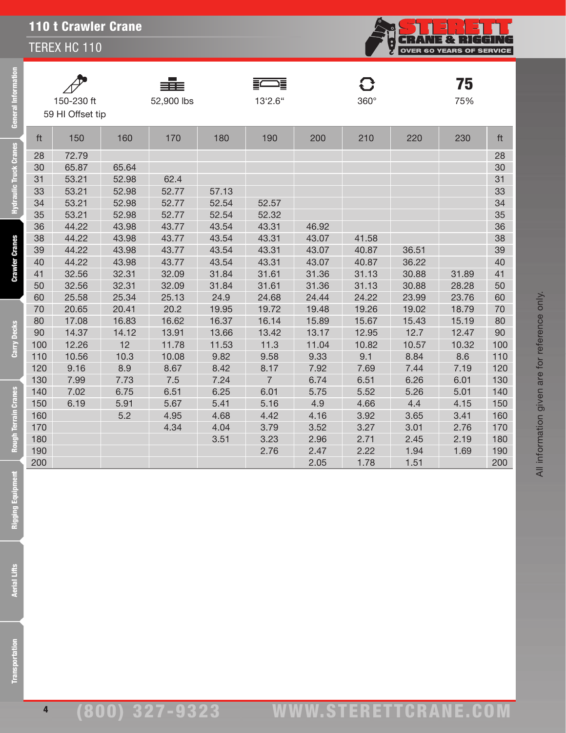# 110 t Crawler Crane

## TEREX HC 110

| 150-230 ft 59 HI Offset tip | 52,900 lbs | 13'2.6" | 360° | 75% |
|---|---|---|---|---|

| ft | 150 | 160 | 170 | 180 | 190 | 200 | 210 | 220 | 230 | ft |
|---|---|---|---|---|---|---|---|---|---|---|
| 28 | 72.79 | | | | | | | | | 28 |
| 30 | 65.87 | 65.64 | | | | | | | | 30 |
| 31 | 53.21 | 52.98 | 62.4 | | | | | | | 31 |
| 33 | 53.21 | 52.98 | 52.77 | 57.13 | | | | | | 33 |
| 34 | 53.21 | 52.98 | 52.77 | 52.54 | 52.57 | | | | | 34 |
| 35 | 53.21 | 52.98 | 52.77 | 52.54 | 52.32 | | | | | 35 |
| 36 | 44.22 | 43.98 | 43.77 | 43.54 | 43.31 | 46.92 | | | | 36 |
| 38 | 44.22 | 43.98 | 43.77 | 43.54 | 43.31 | 43.07 | 41.58 | | | 38 |
| 39 | 44.22 | 43.98 | 43.77 | 43.54 | 43.31 | 43.07 | 40.87 | 36.51 | | 39 |
| 40 | 44.22 | 43.98 | 43.77 | 43.54 | 43.31 | 43.07 | 40.87 | 36.22 | | 40 |
| 41 | 32.56 | 32.31 | 32.09 | 31.84 | 31.61 | 31.36 | 31.13 | 30.88 | 31.89 | 41 |
| 50 | 32.56 | 32.31 | 32.09 | 31.84 | 31.61 | 31.36 | 31.13 | 30.88 | 28.28 | 50 |
| 60 | 25.58 | 25.34 | 25.13 | 24.9 | 24.68 | 24.44 | 24.22 | 23.99 | 23.76 | 60 |
| 70 | 20.65 | 20.41 | 20.2 | 19.95 | 19.72 | 19.48 | 19.26 | 19.02 | 18.79 | 70 |
| 80 | 17.08 | 16.83 | 16.62 | 16.37 | 16.14 | 15.89 | 15.67 | 15.43 | 15.19 | 80 |
| 90 | 14.37 | 14.12 | 13.91 | 13.66 | 13.42 | 13.17 | 12.95 | 12.7 | 12.47 | 90 |
| 100 | 12.26 | 12 | 11.78 | 11.53 | 11.3 | 11.04 | 10.82 | 10.57 | 10.32 | 100 |
| 110 | 10.56 | 10.3 | 10.08 | 9.82 | 9.58 | 9.33 | 9.1 | 8.84 | 8.6 | 110 |
| 120 | 9.16 | 8.9 | 8.67 | 8.42 | 8.17 | 7.92 | 7.69 | 7.44 | 7.19 | 120 |
| 130 | 7.99 | 7.73 | 7.5 | 7.24 | 7 | 6.74 | 6.51 | 6.26 | 6.01 | 130 |
| 140 | 7.02 | 6.75 | 6.51 | 6.25 | 6.01 | 5.75 | 5.52 | 5.26 | 5.01 | 140 |
| 150 | 6.19 | 5.91 | 5.67 | 5.41 | 5.16 | 4.9 | 4.66 | 4.4 | 4.15 | 150 |
| 160 | | 5.2 | 4.95 | 4.68 | 4.42 | 4.16 | 3.92 | 3.65 | 3.41 | 160 |
| 170 | | | 4.34 | 4.04 | 3.79 | 3.52 | 3.27 | 3.01 | 2.76 | 170 |
| 180 | | | | 3.51 | 3.23 | 2.96 | 2.71 | 2.45 | 2.19 | 180 |
| 190 | | | | | 2.76 | 2.47 | 2.22 | 1.94 | 1.69 | 190 |
| 200 | | | | | | 2.05 | 1.78 | 1.51 | | 200 |

All information given are for reference only.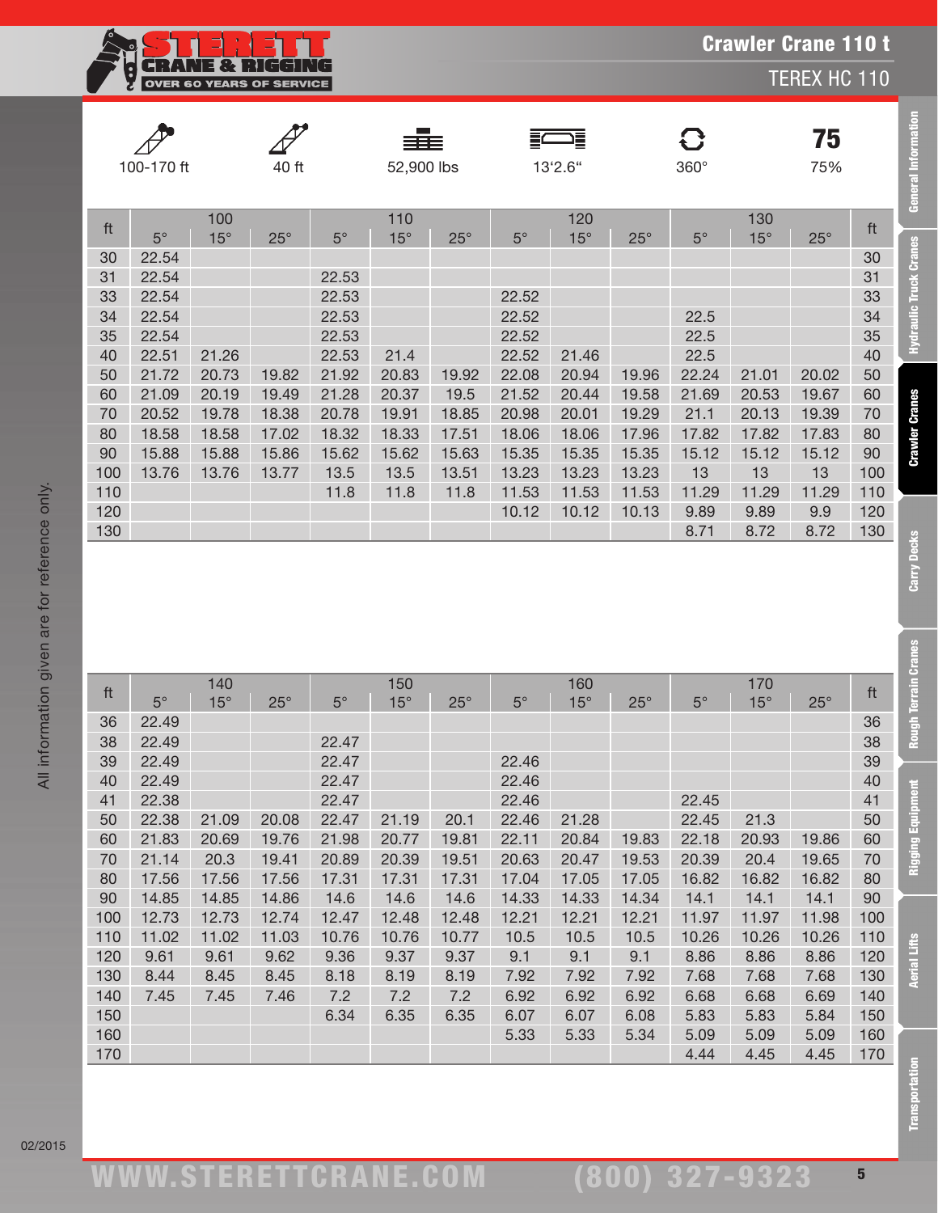# Crawler Crane 110 t

## TEREX HC 110

| 100-170 ft | 40 ft | 52,900 lbs | 13'2.6" | 360° | 75% |
|---|---|---|---|---|---|

| ft | 100 | | | 110 | | | 120 | | | 130 | | | ft |
|---|---|---|---|---|---|---|---|---|---|---|---|---|---|
| | 5° | 15° | 25° | 5° | 15° | 25° | 5° | 15° | 25° | 5° | 15° | 25° | |
| 30 | 22.54 | | | | | | | | | | | | 30 |
| 31 | 22.54 | | | 22.53 | | | | | | | | | 31 |
| 33 | 22.54 | | | 22.53 | | | 22.52 | | | | | | 33 |
| 34 | 22.54 | | | 22.53 | | | 22.52 | | | 22.5 | | | 34 |
| 35 | 22.54 | | | 22.53 | | | 22.52 | | | 22.5 | | | 35 |
| 40 | 22.51 | 21.26 | | 22.53 | 21.4 | | 22.52 | 21.46 | | 22.5 | | | 40 |
| 50 | 21.72 | 20.73 | 19.82 | 21.92 | 20.83 | 19.92 | 22.08 | 20.94 | 19.96 | 22.24 | 21.01 | 20.02 | 50 |
| 60 | 21.09 | 20.19 | 19.49 | 21.28 | 20.37 | 19.5 | 21.52 | 20.44 | 19.58 | 21.69 | 20.53 | 19.67 | 60 |
| 70 | 20.52 | 19.78 | 18.38 | 20.78 | 19.91 | 18.85 | 20.98 | 20.01 | 19.29 | 21.1 | 20.13 | 19.39 | 70 |
| 80 | 18.58 | 18.58 | 17.02 | 18.32 | 18.33 | 17.51 | 18.06 | 18.06 | 17.96 | 17.82 | 17.82 | 17.83 | 80 |
| 90 | 15.88 | 15.88 | 15.86 | 15.62 | 15.62 | 15.63 | 15.35 | 15.35 | 15.35 | 15.12 | 15.12 | 15.12 | 90 |
| 100 | 13.76 | 13.76 | 13.77 | 13.5 | 13.5 | 13.51 | 13.23 | 13.23 | 13.23 | 13 | 13 | 13 | 100 |
| 110 | | | | 11.8 | 11.8 | 11.8 | 11.53 | 11.53 | 11.53 | 11.29 | 11.29 | 11.29 | 110 |
| 120 | | | | | | | 10.12 | 10.12 | 10.13 | 9.89 | 9.89 | 9.9 | 120 |
| 130 | | | | | | | | | | 8.71 | 8.72 | 8.72 | 130 |

| ft | 140 | | | 150 | | | 160 | | | 170 | | | ft |
|---|---|---|---|---|---|---|---|---|---|---|---|---|---|
| | 5° | 15° | 25° | 5° | 15° | 25° | 5° | 15° | 25° | 5° | 15° | 25° | |
| 36 | 22.49 | | | | | | | | | | | | 36 |
| 38 | 22.49 | | | 22.47 | | | | | | | | | 38 |
| 39 | 22.49 | | | 22.47 | | | 22.46 | | | | | | 39 |
| 40 | 22.49 | | | 22.47 | | | 22.46 | | | | | | 40 |
| 41 | 22.38 | | | 22.47 | | | 22.46 | | | 22.45 | | | 41 |
| 50 | 22.38 | 21.09 | 20.08 | 22.47 | 21.19 | 20.1 | 22.46 | 21.28 | | 22.45 | 21.3 | | 50 |
| 60 | 21.83 | 20.69 | 19.76 | 21.98 | 20.77 | 19.81 | 22.11 | 20.84 | 19.83 | 22.18 | 20.93 | 19.86 | 60 |
| 70 | 21.14 | 20.3 | 19.41 | 20.89 | 20.39 | 19.51 | 20.63 | 20.47 | 19.53 | 20.39 | 20.4 | 19.65 | 70 |
| 80 | 17.56 | 17.56 | 17.56 | 17.31 | 17.31 | 17.31 | 17.04 | 17.05 | 17.05 | 16.82 | 16.82 | 16.82 | 80 |
| 90 | 14.85 | 14.85 | 14.86 | 14.6 | 14.6 | 14.6 | 14.33 | 14.33 | 14.34 | 14.1 | 14.1 | 14.1 | 90 |
| 100 | 12.73 | 12.73 | 12.74 | 12.47 | 12.48 | 12.48 | 12.21 | 12.21 | 12.21 | 11.97 | 11.97 | 11.98 | 100 |
| 110 | 11.02 | 11.02 | 11.03 | 10.76 | 10.76 | 10.77 | 10.5 | 10.5 | 10.5 | 10.26 | 10.26 | 10.26 | 110 |
| 120 | 9.61 | 9.61 | 9.62 | 9.36 | 9.37 | 9.37 | 9.1 | 9.1 | 9.1 | 8.86 | 8.86 | 8.86 | 120 |
| 130 | 8.44 | 8.45 | 8.45 | 8.18 | 8.19 | 8.19 | 7.92 | 7.92 | 7.92 | 7.68 | 7.68 | 7.68 | 130 |
| 140 | 7.45 | 7.45 | 7.46 | 7.2 | 7.2 | 7.2 | 6.92 | 6.92 | 6.92 | 6.68 | 6.68 | 6.69 | 140 |
| 150 | | | | 6.34 | 6.35 | 6.35 | 6.07 | 6.07 | 6.08 | 5.83 | 5.83 | 5.84 | 150 |
| 160 | | | | | | | 5.33 | 5.33 | 5.34 | 5.09 | 5.09 | 5.09 | 160 |
| 170 | | | | | | | | | | 4.44 | 4.45 | 4.45 | 170 |

All information given are for reference only.

02/2015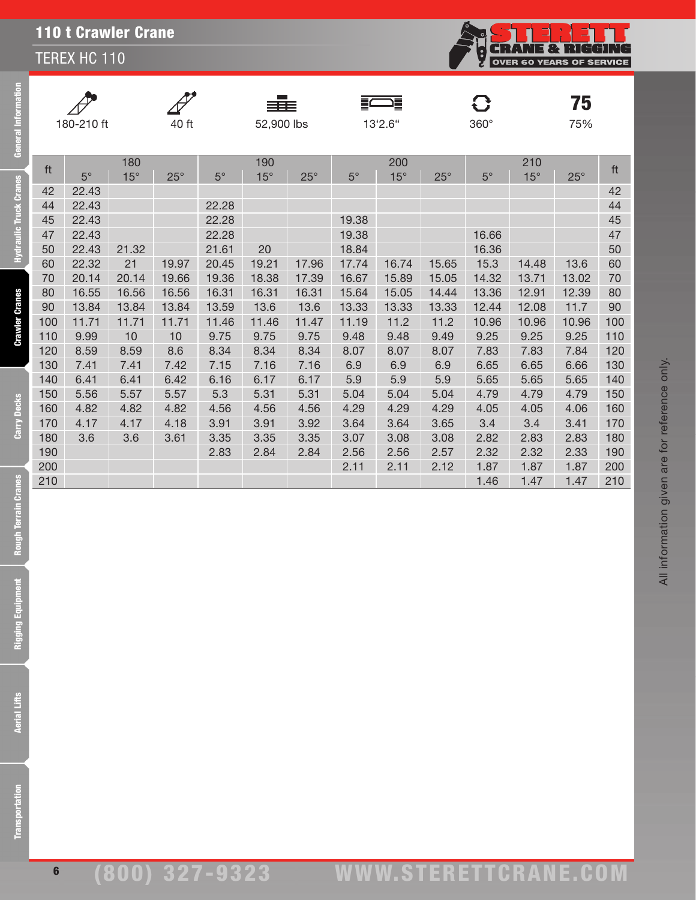# 110 t Crawler Crane

## TEREX HC 110

| 180-210 ft | 40 ft | 52,900 lbs | 13'2.6" | 360° | 75% |
|---|---|---|---|---|---|

| ft | 180 | | | 190 | | | 200 | | | 210 | | | ft |
|---|---|---|---|---|---|---|---|---|---|---|---|---|---|
| | 5° | 15° | 25° | 5° | 15° | 25° | 5° | 15° | 25° | 5° | 15° | 25° | |
| 42 | 22.43 | | | | | | | | | | | | 42 |
| 44 | 22.43 | | | 22.28 | | | | | | | | | 44 |
| 45 | 22.43 | | | 22.28 | | | 19.38 | | | | | | 45 |
| 47 | 22.43 | | | 22.28 | | | 19.38 | | | 16.66 | | | 47 |
| 50 | 22.43 | 21.32 | | 21.61 | 20 | | 18.84 | | | 16.36 | | | 50 |
| 60 | 22.32 | 21 | 19.97 | 20.45 | 19.21 | 17.96 | 17.74 | 16.74 | 15.65 | 15.3 | 14.48 | 13.6 | 60 |
| 70 | 20.14 | 20.14 | 19.66 | 19.36 | 18.38 | 17.39 | 16.67 | 15.89 | 15.05 | 14.32 | 13.71 | 13.02 | 70 |
| 80 | 16.55 | 16.56 | 16.56 | 16.31 | 16.31 | 16.31 | 15.64 | 15.05 | 14.44 | 13.36 | 12.91 | 12.39 | 80 |
| 90 | 13.84 | 13.84 | 13.84 | 13.59 | 13.6 | 13.6 | 13.33 | 13.33 | 13.33 | 12.44 | 12.08 | 11.7 | 90 |
| 100 | 11.71 | 11.71 | 11.71 | 11.46 | 11.46 | 11.47 | 11.19 | 11.2 | 11.2 | 10.96 | 10.96 | 10.96 | 100 |
| 110 | 9.99 | 10 | 10 | 9.75 | 9.75 | 9.75 | 9.48 | 9.48 | 9.49 | 9.25 | 9.25 | 9.25 | 110 |
| 120 | 8.59 | 8.59 | 8.6 | 8.34 | 8.34 | 8.34 | 8.07 | 8.07 | 8.07 | 7.83 | 7.83 | 7.84 | 120 |
| 130 | 7.41 | 7.41 | 7.42 | 7.15 | 7.16 | 7.16 | 6.9 | 6.9 | 6.9 | 6.65 | 6.65 | 6.66 | 130 |
| 140 | 6.41 | 6.41 | 6.42 | 6.16 | 6.17 | 6.17 | 5.9 | 5.9 | 5.9 | 5.65 | 5.65 | 5.65 | 140 |
| 150 | 5.56 | 5.57 | 5.57 | 5.3 | 5.31 | 5.31 | 5.04 | 5.04 | 5.04 | 4.79 | 4.79 | 4.79 | 150 |
| 160 | 4.82 | 4.82 | 4.82 | 4.56 | 4.56 | 4.56 | 4.29 | 4.29 | 4.29 | 4.05 | 4.05 | 4.06 | 160 |
| 170 | 4.17 | 4.17 | 4.18 | 3.91 | 3.91 | 3.92 | 3.64 | 3.64 | 3.65 | 3.4 | 3.4 | 3.41 | 170 |
| 180 | 3.6 | 3.6 | 3.61 | 3.35 | 3.35 | 3.35 | 3.07 | 3.08 | 3.08 | 2.82 | 2.83 | 2.83 | 180 |
| 190 | | | | 2.83 | 2.84 | 2.84 | 2.56 | 2.56 | 2.57 | 2.32 | 2.32 | 2.33 | 190 |
| 200 | | | | | | | 2.11 | 2.11 | 2.12 | 1.87 | 1.87 | 1.87 | 200 |
| 210 | | | | | | | | | | 1.46 | 1.47 | 1.47 | 210 |

All information given are for reference only.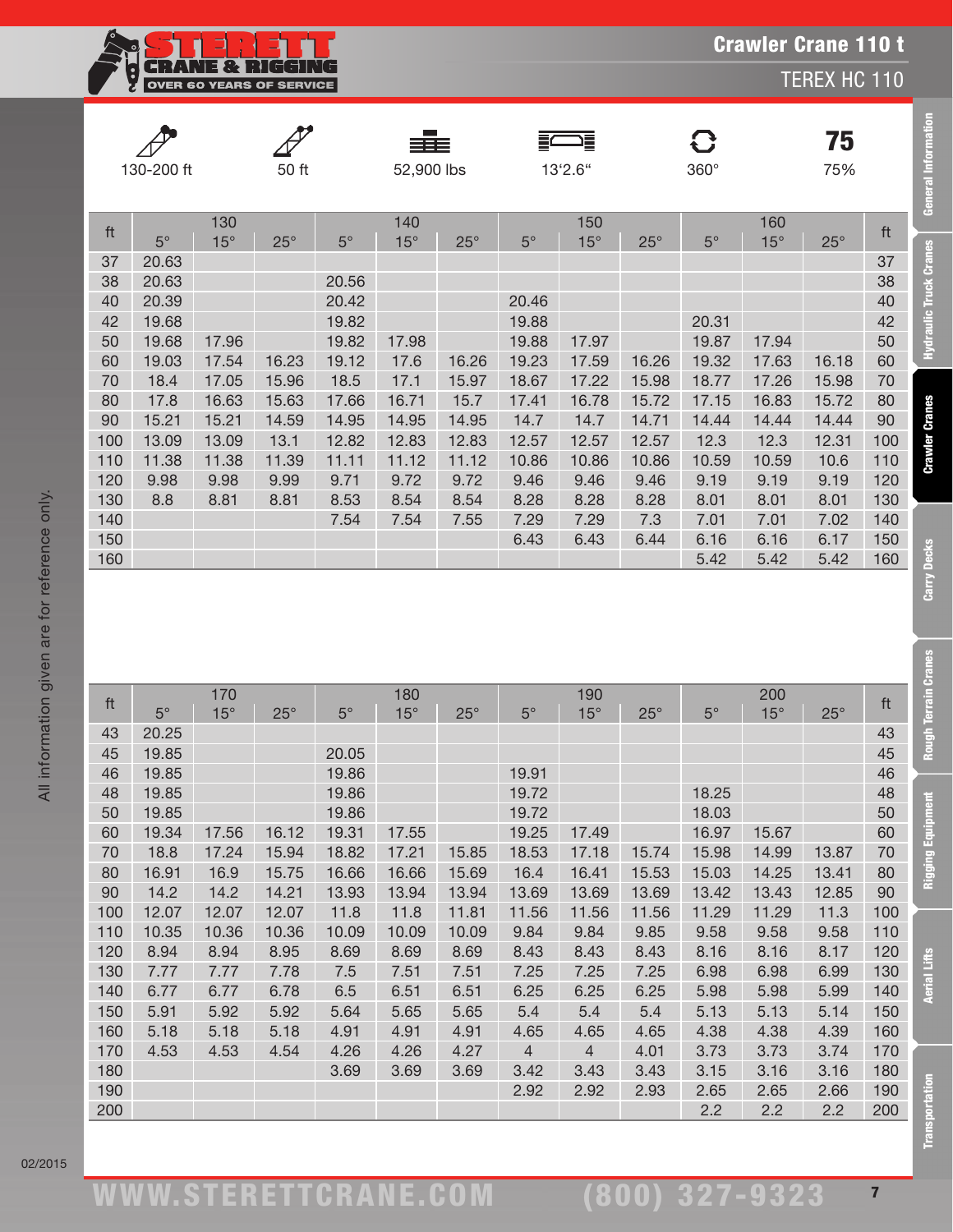# Crawler Crane 110 t

## TEREX HC 110

| 130-200 ft | 50 ft | 52,900 lbs | 13'2.6" | 360° | 75 |
|---|---|---|---|---|---|
| | | | | | 75% |

| ft | 130 | | | 140 | | | 150 | | | 160 | | | ft |
|---|---|---|---|---|---|---|---|---|---|---|---|---|---|
| | 5° | 15° | 25° | 5° | 15° | 25° | 5° | 15° | 25° | 5° | 15° | 25° | |
| 37 | 20.63 | | | | | | | | | | | | 37 |
| 38 | 20.63 | | | 20.56 | | | | | | | | | 38 |
| 40 | 20.39 | | | 20.42 | | | 20.46 | | | | | | 40 |
| 42 | 19.68 | | | 19.82 | | | 19.88 | | | 20.31 | | | 42 |
| 50 | 19.68 | 17.96 | | 19.82 | 17.98 | | 19.88 | 17.97 | | 19.87 | 17.94 | | 50 |
| 60 | 19.03 | 17.54 | 16.23 | 19.12 | 17.6 | 16.26 | 19.23 | 17.59 | 16.26 | 19.32 | 17.63 | 16.18 | 60 |
| 70 | 18.4 | 17.05 | 15.96 | 18.5 | 17.1 | 15.97 | 18.67 | 17.22 | 15.98 | 18.77 | 17.26 | 15.98 | 70 |
| 80 | 17.8 | 16.63 | 15.63 | 17.66 | 16.71 | 15.7 | 17.41 | 16.78 | 15.72 | 17.15 | 16.83 | 15.72 | 80 |
| 90 | 15.21 | 15.21 | 14.59 | 14.95 | 14.95 | 14.95 | 14.7 | 14.7 | 14.71 | 14.44 | 14.44 | 14.44 | 90 |
| 100 | 13.09 | 13.09 | 13.1 | 12.82 | 12.83 | 12.83 | 12.57 | 12.57 | 12.57 | 12.3 | 12.3 | 12.31 | 100 |
| 110 | 11.38 | 11.38 | 11.39 | 11.11 | 11.12 | 11.12 | 10.86 | 10.86 | 10.86 | 10.59 | 10.59 | 10.6 | 110 |
| 120 | 9.98 | 9.98 | 9.99 | 9.71 | 9.72 | 9.72 | 9.46 | 9.46 | 9.46 | 9.19 | 9.19 | 9.19 | 120 |
| 130 | 8.8 | 8.81 | 8.81 | 8.53 | 8.54 | 8.54 | 8.28 | 8.28 | 8.28 | 8.01 | 8.01 | 8.01 | 130 |
| 140 | | | | 7.54 | 7.54 | 7.55 | 7.29 | 7.29 | 7.3 | 7.01 | 7.01 | 7.02 | 140 |
| 150 | | | | | | | 6.43 | 6.43 | 6.44 | 6.16 | 6.16 | 6.17 | 150 |
| 160 | | | | | | | | | | 5.42 | 5.42 | 5.42 | 160 |

| ft | 170 | | | 180 | | | 190 | | | 200 | | | ft |
|---|---|---|---|---|---|---|---|---|---|---|---|---|---|
| | 5° | 15° | 25° | 5° | 15° | 25° | 5° | 15° | 25° | 5° | 15° | 25° | |
| 43 | 20.25 | | | | | | | | | | | | 43 |
| 45 | 19.85 | | | 20.05 | | | | | | | | | 45 |
| 46 | 19.85 | | | 19.86 | | | 19.91 | | | | | | 46 |
| 48 | 19.85 | | | 19.86 | | | 19.72 | | | 18.25 | | | 48 |
| 50 | 19.85 | | | 19.86 | | | 19.72 | | | 18.03 | | | 50 |
| 60 | 19.34 | 17.56 | 16.12 | 19.31 | 17.55 | | 19.25 | 17.49 | | 16.97 | 15.67 | | 60 |
| 70 | 18.8 | 17.24 | 15.94 | 18.82 | 17.21 | 15.85 | 18.53 | 17.18 | 15.74 | 15.98 | 14.99 | 13.87 | 70 |
| 80 | 16.91 | 16.9 | 15.75 | 16.66 | 16.66 | 15.69 | 16.4 | 16.41 | 15.53 | 15.03 | 14.25 | 13.41 | 80 |
| 90 | 14.2 | 14.2 | 14.21 | 13.93 | 13.94 | 13.94 | 13.69 | 13.69 | 13.69 | 13.42 | 13.43 | 12.85 | 90 |
| 100 | 12.07 | 12.07 | 12.07 | 11.8 | 11.8 | 11.81 | 11.56 | 11.56 | 11.56 | 11.29 | 11.29 | 11.3 | 100 |
| 110 | 10.35 | 10.36 | 10.36 | 10.09 | 10.09 | 10.09 | 9.84 | 9.84 | 9.85 | 9.58 | 9.58 | 9.58 | 110 |
| 120 | 8.94 | 8.94 | 8.95 | 8.69 | 8.69 | 8.69 | 8.43 | 8.43 | 8.43 | 8.16 | 8.16 | 8.17 | 120 |
| 130 | 7.77 | 7.77 | 7.78 | 7.5 | 7.51 | 7.51 | 7.25 | 7.25 | 7.25 | 6.98 | 6.98 | 6.99 | 130 |
| 140 | 6.77 | 6.77 | 6.78 | 6.5 | 6.51 | 6.51 | 6.25 | 6.25 | 6.25 | 5.98 | 5.98 | 5.99 | 140 |
| 150 | 5.91 | 5.92 | 5.92 | 5.64 | 5.65 | 5.65 | 5.4 | 5.4 | 5.4 | 5.13 | 5.13 | 5.14 | 150 |
| 160 | 5.18 | 5.18 | 5.18 | 4.91 | 4.91 | 4.91 | 4.65 | 4.65 | 4.65 | 4.38 | 4.38 | 4.39 | 160 |
| 170 | 4.53 | 4.53 | 4.54 | 4.26 | 4.26 | 4.27 | 4 | 4 | 4.01 | 3.73 | 3.73 | 3.74 | 170 |
| 180 | | | | 3.69 | 3.69 | 3.69 | 3.42 | 3.43 | 3.43 | 3.15 | 3.16 | 3.16 | 180 |
| 190 | | | | | | | 2.92 | 2.92 | 2.93 | 2.65 | 2.65 | 2.66 | 190 |
| 200 | | | | | | | | | | 2.2 | 2.2 | 2.2 | 200 |

All information given are for reference only.

02/2015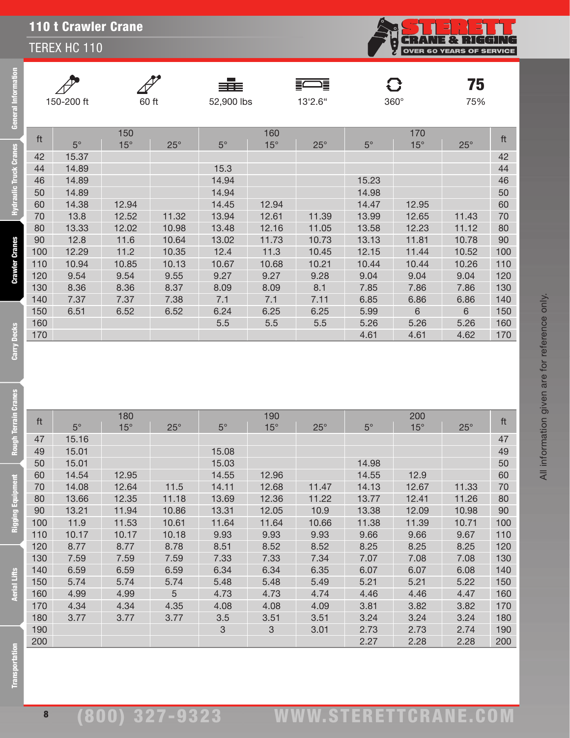# 110 t Crawler Crane

## TEREX HC 110

| 150-200 ft | 60 ft | 52,900 lbs | 13'2.6" | 360° | 75% |
|---|---|---|---|---|---|

| ft | 150 | | | 160 | | | 170 | | | ft |
|---|---|---|---|---|---|---|---|---|---|---|
| | 5° | 15° | 25° | 5° | 15° | 25° | 5° | 15° | 25° | |
| 42 | 15.37 | | | | | | | | | 42 |
| 44 | 14.89 | | | 15.3 | | | | | | 44 |
| 46 | 14.89 | | | 14.94 | | | 15.23 | | | 46 |
| 50 | 14.89 | | | 14.94 | | | 14.98 | | | 50 |
| 60 | 14.38 | 12.94 | | 14.45 | 12.94 | | 14.47 | 12.95 | | 60 |
| 70 | 13.8 | 12.52 | 11.32 | 13.94 | 12.61 | 11.39 | 13.99 | 12.65 | 11.43 | 70 |
| 80 | 13.33 | 12.02 | 10.98 | 13.48 | 12.16 | 11.05 | 13.58 | 12.23 | 11.12 | 80 |
| 90 | 12.8 | 11.6 | 10.64 | 13.02 | 11.73 | 10.73 | 13.13 | 11.81 | 10.78 | 90 |
| 100 | 12.29 | 11.2 | 10.35 | 12.4 | 11.3 | 10.45 | 12.15 | 11.44 | 10.52 | 100 |
| 110 | 10.94 | 10.85 | 10.13 | 10.67 | 10.68 | 10.21 | 10.44 | 10.44 | 10.26 | 110 |
| 120 | 9.54 | 9.54 | 9.55 | 9.27 | 9.27 | 9.28 | 9.04 | 9.04 | 9.04 | 120 |
| 130 | 8.36 | 8.36 | 8.37 | 8.09 | 8.09 | 8.1 | 7.85 | 7.86 | 7.86 | 130 |
| 140 | 7.37 | 7.37 | 7.38 | 7.1 | 7.1 | 7.11 | 6.85 | 6.86 | 6.86 | 140 |
| 150 | 6.51 | 6.52 | 6.52 | 6.24 | 6.25 | 6.25 | 5.99 | 6 | 6 | 150 |
| 160 | | | | 5.5 | 5.5 | 5.5 | 5.26 | 5.26 | 5.26 | 160 |
| 170 | | | | | | | 4.61 | 4.61 | 4.62 | 170 |

| ft | 180 | | | 190 | | | 200 | | | ft |
|---|---|---|---|---|---|---|---|---|---|---|
| | 5° | 15° | 25° | 5° | 15° | 25° | 5° | 15° | 25° | |
| 47 | 15.16 | | | | | | | | | 47 |
| 49 | 15.01 | | | 15.08 | | | | | | 49 |
| 50 | 15.01 | | | 15.03 | | | 14.98 | | | 50 |
| 60 | 14.54 | 12.95 | | 14.55 | 12.96 | | 14.55 | 12.9 | | 60 |
| 70 | 14.08 | 12.64 | 11.5 | 14.11 | 12.68 | 11.47 | 14.13 | 12.67 | 11.33 | 70 |
| 80 | 13.66 | 12.35 | 11.18 | 13.69 | 12.36 | 11.22 | 13.77 | 12.41 | 11.26 | 80 |
| 90 | 13.21 | 11.94 | 10.86 | 13.31 | 12.05 | 10.9 | 13.38 | 12.09 | 10.98 | 90 |
| 100 | 11.9 | 11.53 | 10.61 | 11.64 | 11.64 | 10.66 | 11.38 | 11.39 | 10.71 | 100 |
| 110 | 10.17 | 10.17 | 10.18 | 9.93 | 9.93 | 9.93 | 9.66 | 9.66 | 9.67 | 110 |
| 120 | 8.77 | 8.77 | 8.78 | 8.51 | 8.52 | 8.52 | 8.25 | 8.25 | 8.25 | 120 |
| 130 | 7.59 | 7.59 | 7.59 | 7.33 | 7.33 | 7.34 | 7.07 | 7.08 | 7.08 | 130 |
| 140 | 6.59 | 6.59 | 6.59 | 6.34 | 6.34 | 6.35 | 6.07 | 6.07 | 6.08 | 140 |
| 150 | 5.74 | 5.74 | 5.74 | 5.48 | 5.48 | 5.49 | 5.21 | 5.21 | 5.22 | 150 |
| 160 | 4.99 | 4.99 | 5 | 4.73 | 4.73 | 4.74 | 4.46 | 4.46 | 4.47 | 160 |
| 170 | 4.34 | 4.34 | 4.35 | 4.08 | 4.08 | 4.09 | 3.81 | 3.82 | 3.82 | 170 |
| 180 | 3.77 | 3.77 | 3.77 | 3.5 | 3.51 | 3.51 | 3.24 | 3.24 | 3.24 | 180 |
| 190 | | | | 3 | 3 | 3.01 | 2.73 | 2.73 | 2.74 | 190 |
| 200 | | | | | | | 2.27 | 2.28 | 2.28 | 200 |

All information given are for reference only.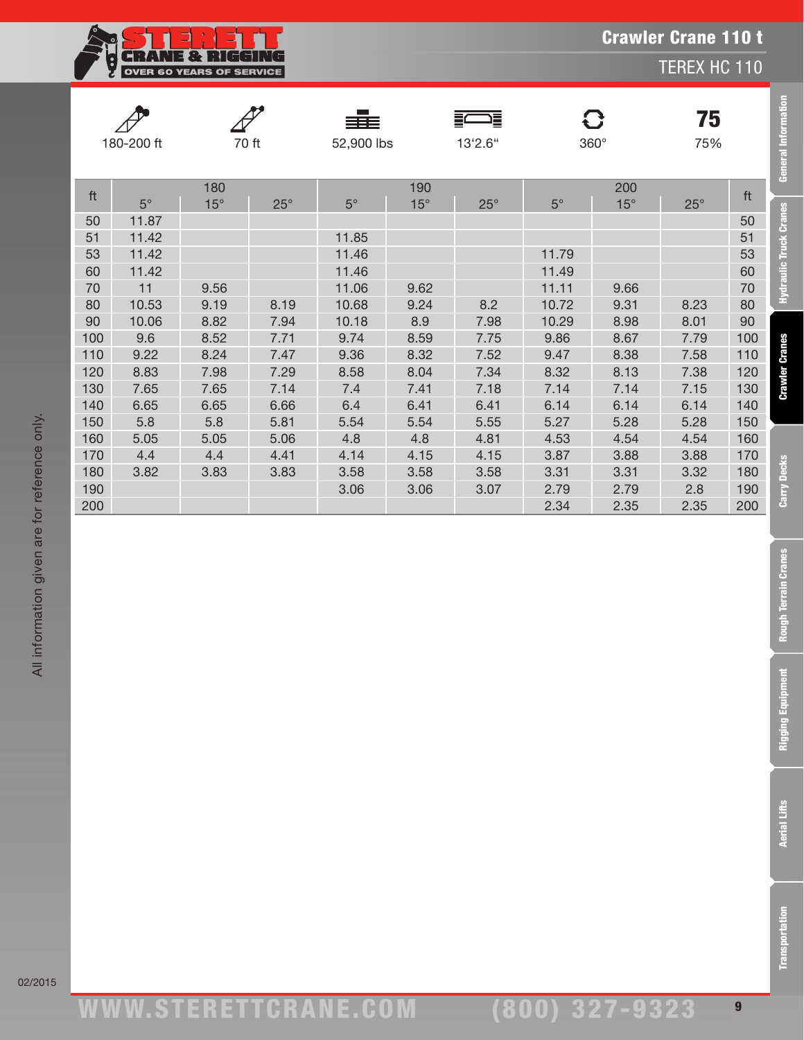# Crawler Crane 110 t

## TEREX HC 110

| 180-200 ft | 70 ft | 52,900 lbs | 13'2.6" | 360° | 75% |
|---|---|---|---|---|---|

| ft | 180 | | | 190 | | | 200 | | | ft |
|---|---|---|---|---|---|---|---|---|---|---|
| | 5° | 15° | 25° | 5° | 15° | 25° | 5° | 15° | 25° | |
| 50 | 11.87 | | | | | | | | | 50 |
| 51 | 11.42 | | | 11.85 | | | | | | 51 |
| 53 | 11.42 | | | 11.46 | | | 11.79 | | | 53 |
| 60 | 11.42 | | | 11.46 | | | 11.49 | | | 60 |
| 70 | 11 | 9.56 | | 11.06 | 9.62 | | 11.11 | 9.66 | | 70 |
| 80 | 10.53 | 9.19 | 8.19 | 10.68 | 9.24 | 8.2 | 10.72 | 9.31 | 8.23 | 80 |
| 90 | 10.06 | 8.82 | 7.94 | 10.18 | 8.9 | 7.98 | 10.29 | 8.98 | 8.01 | 90 |
| 100 | 9.6 | 8.52 | 7.71 | 9.74 | 8.59 | 7.75 | 9.86 | 8.67 | 7.79 | 100 |
| 110 | 9.22 | 8.24 | 7.47 | 9.36 | 8.32 | 7.52 | 9.47 | 8.38 | 7.58 | 110 |
| 120 | 8.83 | 7.98 | 7.29 | 8.58 | 8.04 | 7.34 | 8.32 | 8.13 | 7.38 | 120 |
| 130 | 7.65 | 7.65 | 7.14 | 7.4 | 7.41 | 7.18 | 7.14 | 7.14 | 7.15 | 130 |
| 140 | 6.65 | 6.65 | 6.66 | 6.4 | 6.41 | 6.41 | 6.14 | 6.14 | 6.14 | 140 |
| 150 | 5.8 | 5.8 | 5.81 | 5.54 | 5.54 | 5.55 | 5.27 | 5.28 | 5.28 | 150 |
| 160 | 5.05 | 5.05 | 5.06 | 4.8 | 4.8 | 4.81 | 4.53 | 4.54 | 4.54 | 160 |
| 170 | 4.4 | 4.4 | 4.41 | 4.14 | 4.15 | 4.15 | 3.87 | 3.88 | 3.88 | 170 |
| 180 | 3.82 | 3.83 | 3.83 | 3.58 | 3.58 | 3.58 | 3.31 | 3.31 | 3.32 | 180 |
| 190 | | | | 3.06 | 3.06 | 3.07 | 2.79 | 2.79 | 2.8 | 190 |
| 200 | | | | | | | 2.34 | 2.35 | 2.35 | 200 |

All information given are for reference only.

02/2015